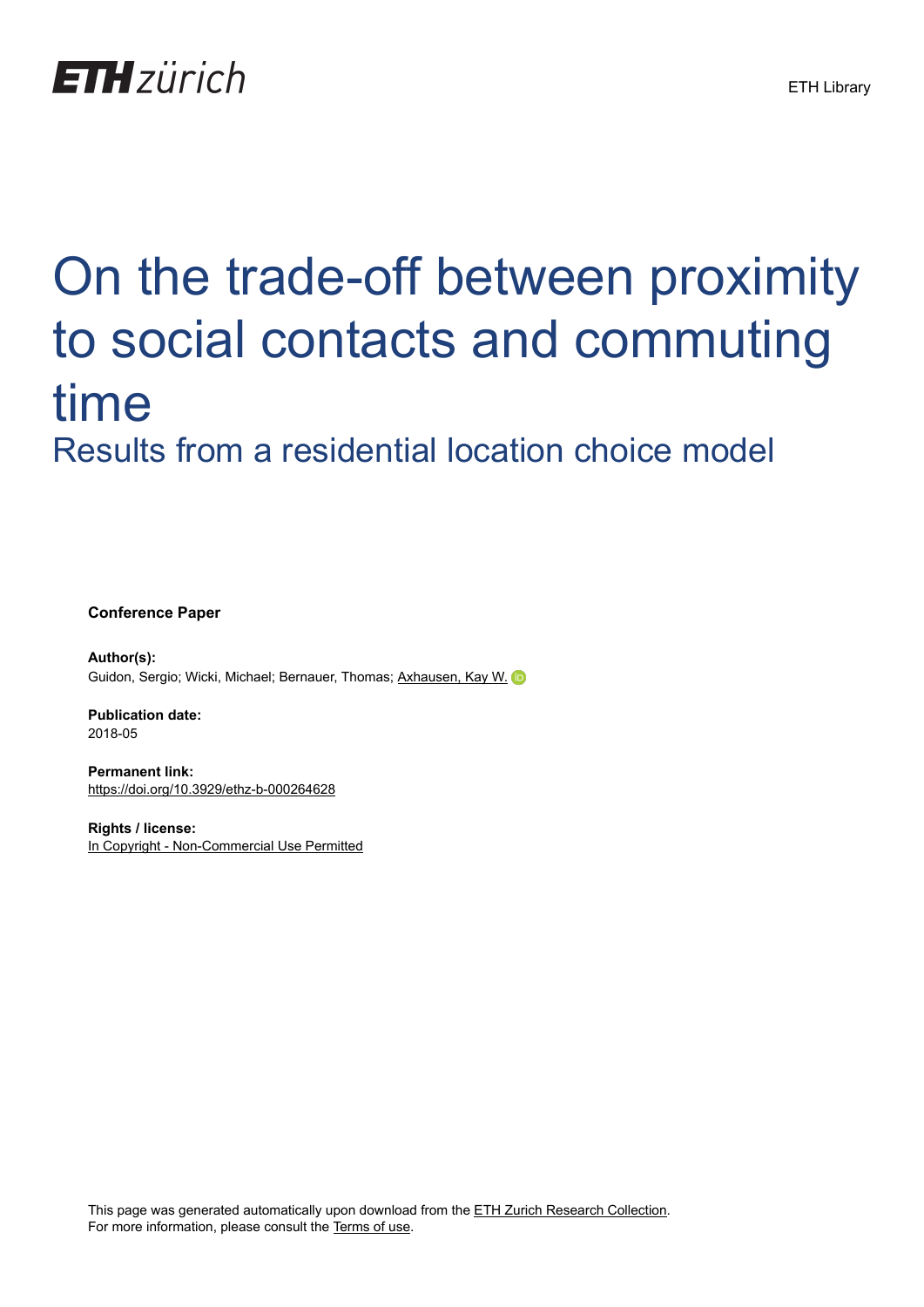ETH zürich

ETH Library

# On the trade-off between proximity to social contacts and commuting time

## Results from a residential location choice model

**Conference Paper**

**Author(s):**
Guidon, Sergio; Wicki, Michael; Bernauer, Thomas; Axhausen, Kay W.

**Publication date:**
2018-05

**Permanent link:**
https://doi.org/10.3929/ethz-b-000264628

**Rights / license:**
In Copyright - Non-Commercial Use Permitted

This page was generated automatically upon download from the ETH Zurich Research Collection.
For more information, please consult the Terms of use.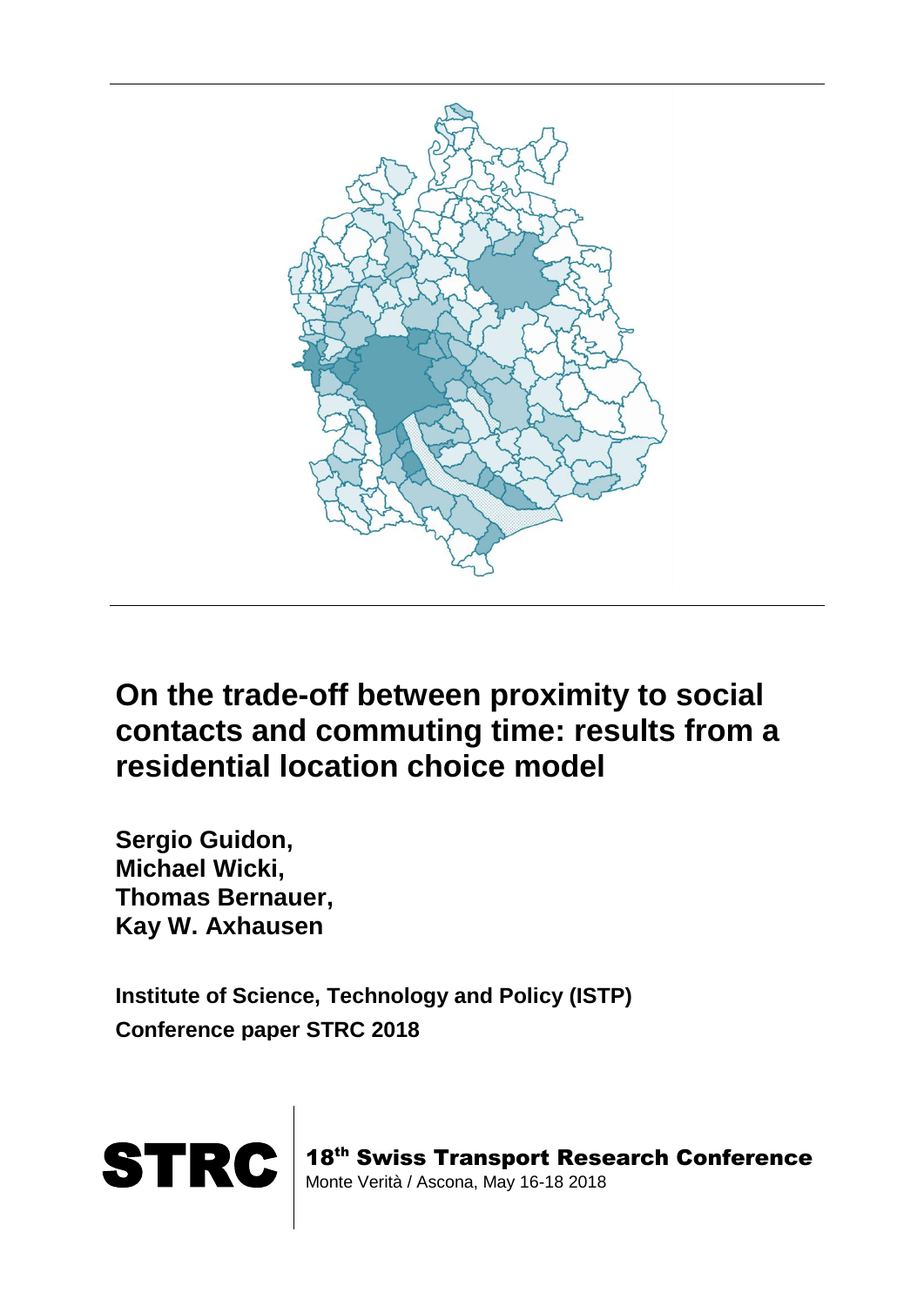# On the trade-off between proximity to social contacts and commuting time: results from a residential location choice model

**Sergio Guidon,**
**Michael Wicki,**
**Thomas Bernauer,**
**Kay W. Axhausen**

**Institute of Science, Technology and Policy (ISTP)**
**Conference paper STRC 2018**

**STRC** | **18th Swiss Transport Research Conference**
Monte Verità / Ascona, May 16-18 2018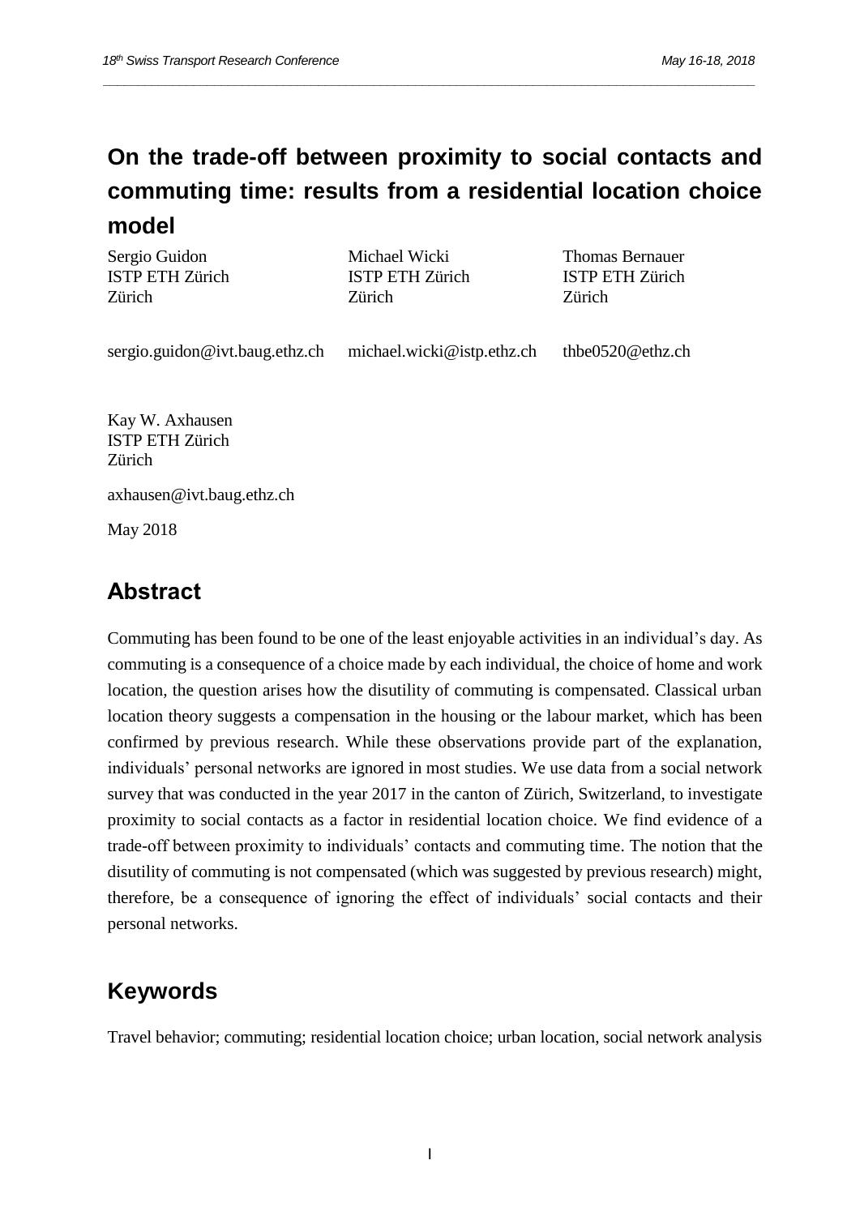# On the trade-off between proximity to social contacts and commuting time: results from a residential location choice model

Sergio Guidon
ISTP ETH Zürich
Zürich

sergio.guidon@ivt.baug.ethz.ch

Michael Wicki
ISTP ETH Zürich
Zürich

michael.wicki@istp.ethz.ch

Thomas Bernauer
ISTP ETH Zürich
Zürich

thbe0520@ethz.ch

Kay W. Axhausen
ISTP ETH Zürich
Zürich

axhausen@ivt.baug.ethz.ch

May 2018

## Abstract

Commuting has been found to be one of the least enjoyable activities in an individual's day. As commuting is a consequence of a choice made by each individual, the choice of home and work location, the question arises how the disutility of commuting is compensated. Classical urban location theory suggests a compensation in the housing or the labour market, which has been confirmed by previous research. While these observations provide part of the explanation, individuals' personal networks are ignored in most studies. We use data from a social network survey that was conducted in the year 2017 in the canton of Zürich, Switzerland, to investigate proximity to social contacts as a factor in residential location choice. We find evidence of a trade-off between proximity to individuals' contacts and commuting time. The notion that the disutility of commuting is not compensated (which was suggested by previous research) might, therefore, be a consequence of ignoring the effect of individuals' social contacts and their personal networks.

## Keywords

Travel behavior; commuting; residential location choice; urban location, social network analysis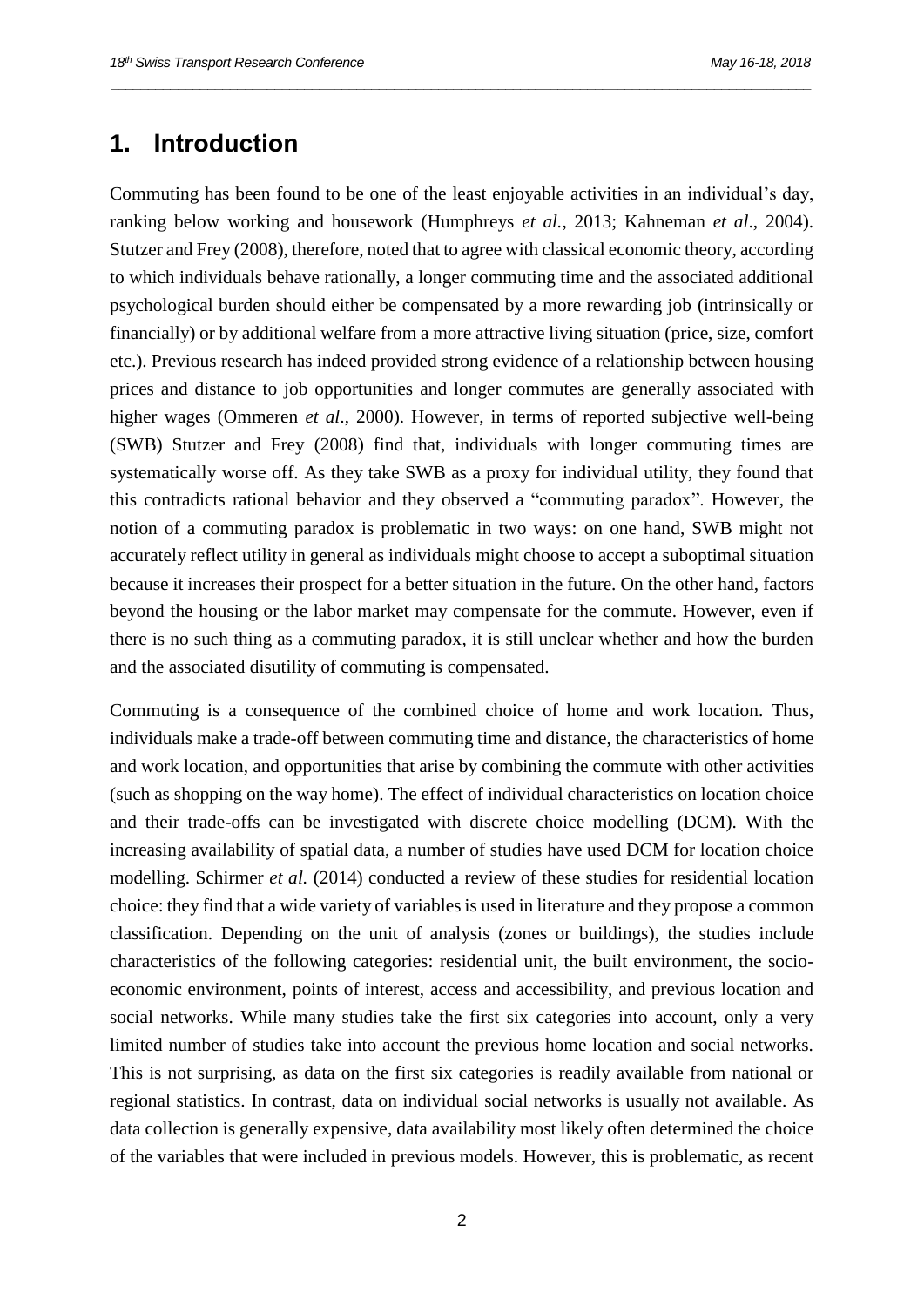## 1. Introduction

Commuting has been found to be one of the least enjoyable activities in an individual's day, ranking below working and housework (Humphreys *et al.*, 2013; Kahneman *et al*., 2004). Stutzer and Frey (2008), therefore, noted that to agree with classical economic theory, according to which individuals behave rationally, a longer commuting time and the associated additional psychological burden should either be compensated by a more rewarding job (intrinsically or financially) or by additional welfare from a more attractive living situation (price, size, comfort etc.). Previous research has indeed provided strong evidence of a relationship between housing prices and distance to job opportunities and longer commutes are generally associated with higher wages (Ommeren *et al*., 2000). However, in terms of reported subjective well-being (SWB) Stutzer and Frey (2008) find that, individuals with longer commuting times are systematically worse off. As they take SWB as a proxy for individual utility, they found that this contradicts rational behavior and they observed a "commuting paradox". However, the notion of a commuting paradox is problematic in two ways: on one hand, SWB might not accurately reflect utility in general as individuals might choose to accept a suboptimal situation because it increases their prospect for a better situation in the future. On the other hand, factors beyond the housing or the labor market may compensate for the commute. However, even if there is no such thing as a commuting paradox, it is still unclear whether and how the burden and the associated disutility of commuting is compensated.

Commuting is a consequence of the combined choice of home and work location. Thus, individuals make a trade-off between commuting time and distance, the characteristics of home and work location, and opportunities that arise by combining the commute with other activities (such as shopping on the way home). The effect of individual characteristics on location choice and their trade-offs can be investigated with discrete choice modelling (DCM). With the increasing availability of spatial data, a number of studies have used DCM for location choice modelling. Schirmer *et al.* (2014) conducted a review of these studies for residential location choice: they find that a wide variety of variables is used in literature and they propose a common classification. Depending on the unit of analysis (zones or buildings), the studies include characteristics of the following categories: residential unit, the built environment, the socio-economic environment, points of interest, access and accessibility, and previous location and social networks. While many studies take the first six categories into account, only a very limited number of studies take into account the previous home location and social networks. This is not surprising, as data on the first six categories is readily available from national or regional statistics. In contrast, data on individual social networks is usually not available. As data collection is generally expensive, data availability most likely often determined the choice of the variables that were included in previous models. However, this is problematic, as recent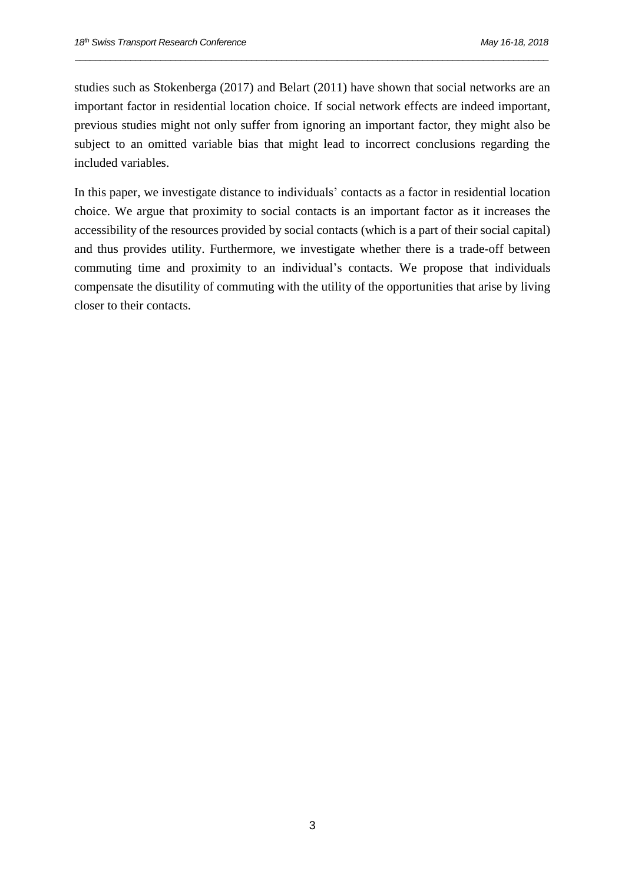studies such as Stokenberga (2017) and Belart (2011) have shown that social networks are an important factor in residential location choice. If social network effects are indeed important, previous studies might not only suffer from ignoring an important factor, they might also be subject to an omitted variable bias that might lead to incorrect conclusions regarding the included variables.

In this paper, we investigate distance to individuals' contacts as a factor in residential location choice. We argue that proximity to social contacts is an important factor as it increases the accessibility of the resources provided by social contacts (which is a part of their social capital) and thus provides utility. Furthermore, we investigate whether there is a trade-off between commuting time and proximity to an individual's contacts. We propose that individuals compensate the disutility of commuting with the utility of the opportunities that arise by living closer to their contacts.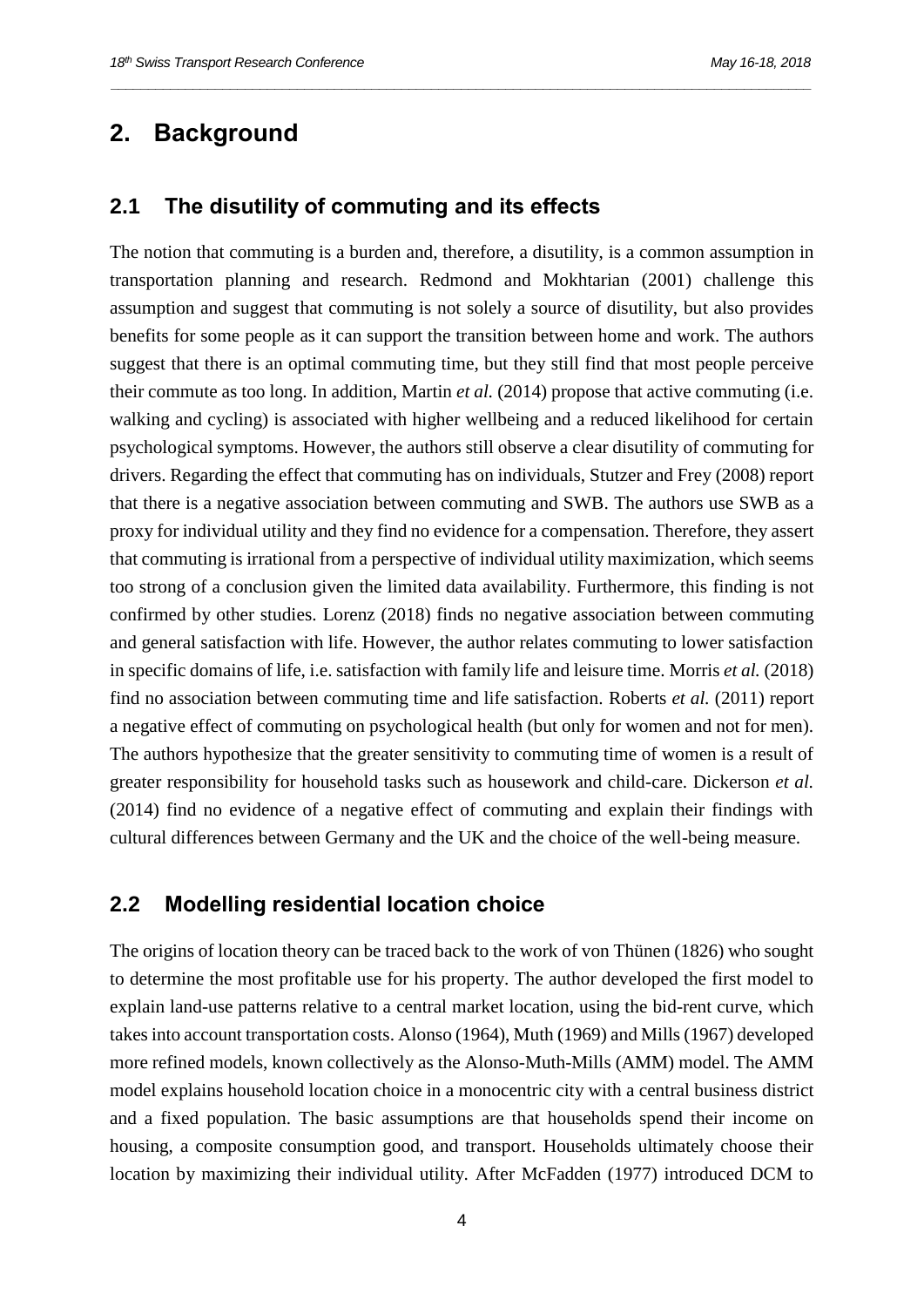# 2. Background

## 2.1 The disutility of commuting and its effects

The notion that commuting is a burden and, therefore, a disutility, is a common assumption in transportation planning and research. Redmond and Mokhtarian (2001) challenge this assumption and suggest that commuting is not solely a source of disutility, but also provides benefits for some people as it can support the transition between home and work. The authors suggest that there is an optimal commuting time, but they still find that most people perceive their commute as too long. In addition, Martin *et al.* (2014) propose that active commuting (i.e. walking and cycling) is associated with higher wellbeing and a reduced likelihood for certain psychological symptoms. However, the authors still observe a clear disutility of commuting for drivers. Regarding the effect that commuting has on individuals, Stutzer and Frey (2008) report that there is a negative association between commuting and SWB. The authors use SWB as a proxy for individual utility and they find no evidence for a compensation. Therefore, they assert that commuting is irrational from a perspective of individual utility maximization, which seems too strong of a conclusion given the limited data availability. Furthermore, this finding is not confirmed by other studies. Lorenz (2018) finds no negative association between commuting and general satisfaction with life. However, the author relates commuting to lower satisfaction in specific domains of life, i.e. satisfaction with family life and leisure time. Morris *et al.* (2018) find no association between commuting time and life satisfaction. Roberts *et al.* (2011) report a negative effect of commuting on psychological health (but only for women and not for men). The authors hypothesize that the greater sensitivity to commuting time of women is a result of greater responsibility for household tasks such as housework and child-care. Dickerson *et al.* (2014) find no evidence of a negative effect of commuting and explain their findings with cultural differences between Germany and the UK and the choice of the well-being measure.

## 2.2 Modelling residential location choice

The origins of location theory can be traced back to the work of von Thünen (1826) who sought to determine the most profitable use for his property. The author developed the first model to explain land-use patterns relative to a central market location, using the bid-rent curve, which takes into account transportation costs. Alonso (1964), Muth (1969) and Mills (1967) developed more refined models, known collectively as the Alonso-Muth-Mills (AMM) model. The AMM model explains household location choice in a monocentric city with a central business district and a fixed population. The basic assumptions are that households spend their income on housing, a composite consumption good, and transport. Households ultimately choose their location by maximizing their individual utility. After McFadden (1977) introduced DCM to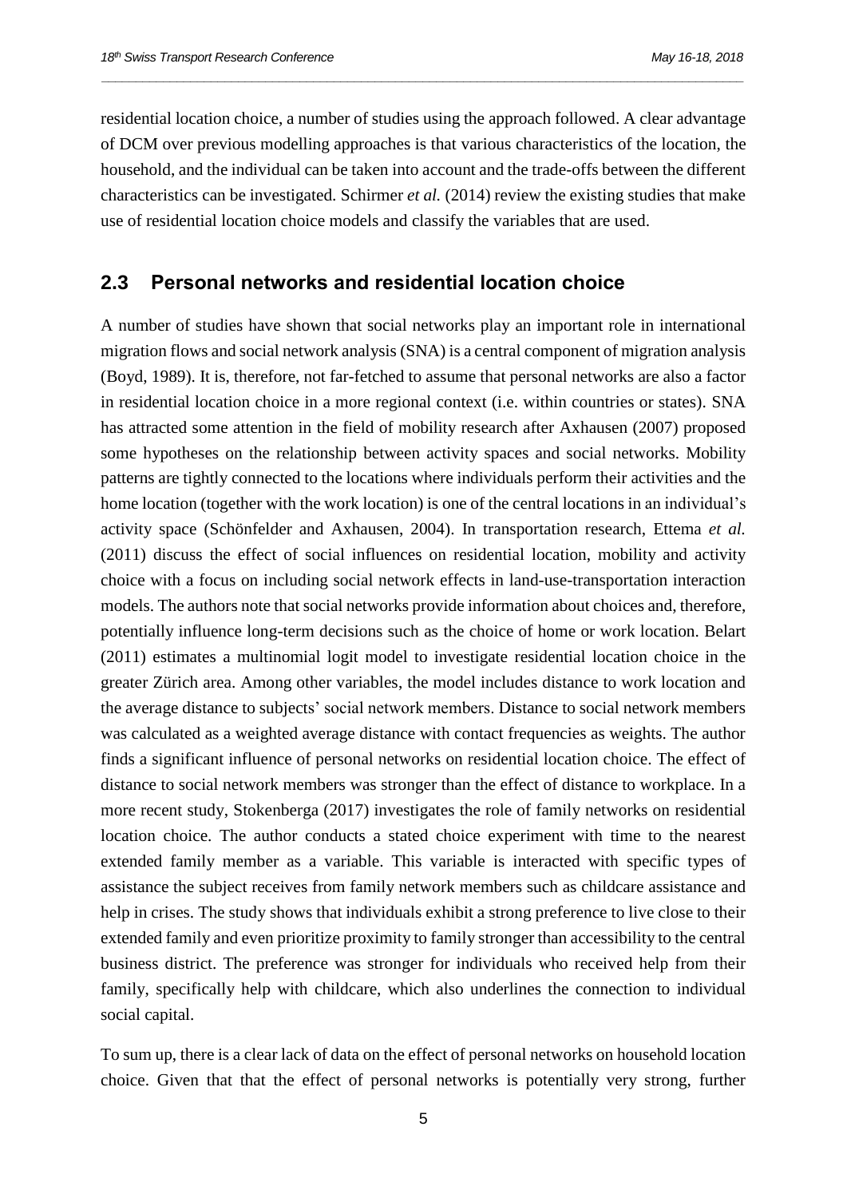residential location choice, a number of studies using the approach followed. A clear advantage of DCM over previous modelling approaches is that various characteristics of the location, the household, and the individual can be taken into account and the trade-offs between the different characteristics can be investigated. Schirmer *et al.* (2014) review the existing studies that make use of residential location choice models and classify the variables that are used.

## 2.3 Personal networks and residential location choice

A number of studies have shown that social networks play an important role in international migration flows and social network analysis (SNA) is a central component of migration analysis (Boyd, 1989). It is, therefore, not far-fetched to assume that personal networks are also a factor in residential location choice in a more regional context (i.e. within countries or states). SNA has attracted some attention in the field of mobility research after Axhausen (2007) proposed some hypotheses on the relationship between activity spaces and social networks. Mobility patterns are tightly connected to the locations where individuals perform their activities and the home location (together with the work location) is one of the central locations in an individual's activity space (Schönfelder and Axhausen, 2004). In transportation research, Ettema *et al.* (2011) discuss the effect of social influences on residential location, mobility and activity choice with a focus on including social network effects in land-use-transportation interaction models. The authors note that social networks provide information about choices and, therefore, potentially influence long-term decisions such as the choice of home or work location. Belart (2011) estimates a multinomial logit model to investigate residential location choice in the greater Zürich area. Among other variables, the model includes distance to work location and the average distance to subjects' social network members. Distance to social network members was calculated as a weighted average distance with contact frequencies as weights. The author finds a significant influence of personal networks on residential location choice. The effect of distance to social network members was stronger than the effect of distance to workplace. In a more recent study, Stokenberga (2017) investigates the role of family networks on residential location choice. The author conducts a stated choice experiment with time to the nearest extended family member as a variable. This variable is interacted with specific types of assistance the subject receives from family network members such as childcare assistance and help in crises. The study shows that individuals exhibit a strong preference to live close to their extended family and even prioritize proximity to family stronger than accessibility to the central business district. The preference was stronger for individuals who received help from their family, specifically help with childcare, which also underlines the connection to individual social capital.

To sum up, there is a clear lack of data on the effect of personal networks on household location choice. Given that that the effect of personal networks is potentially very strong, further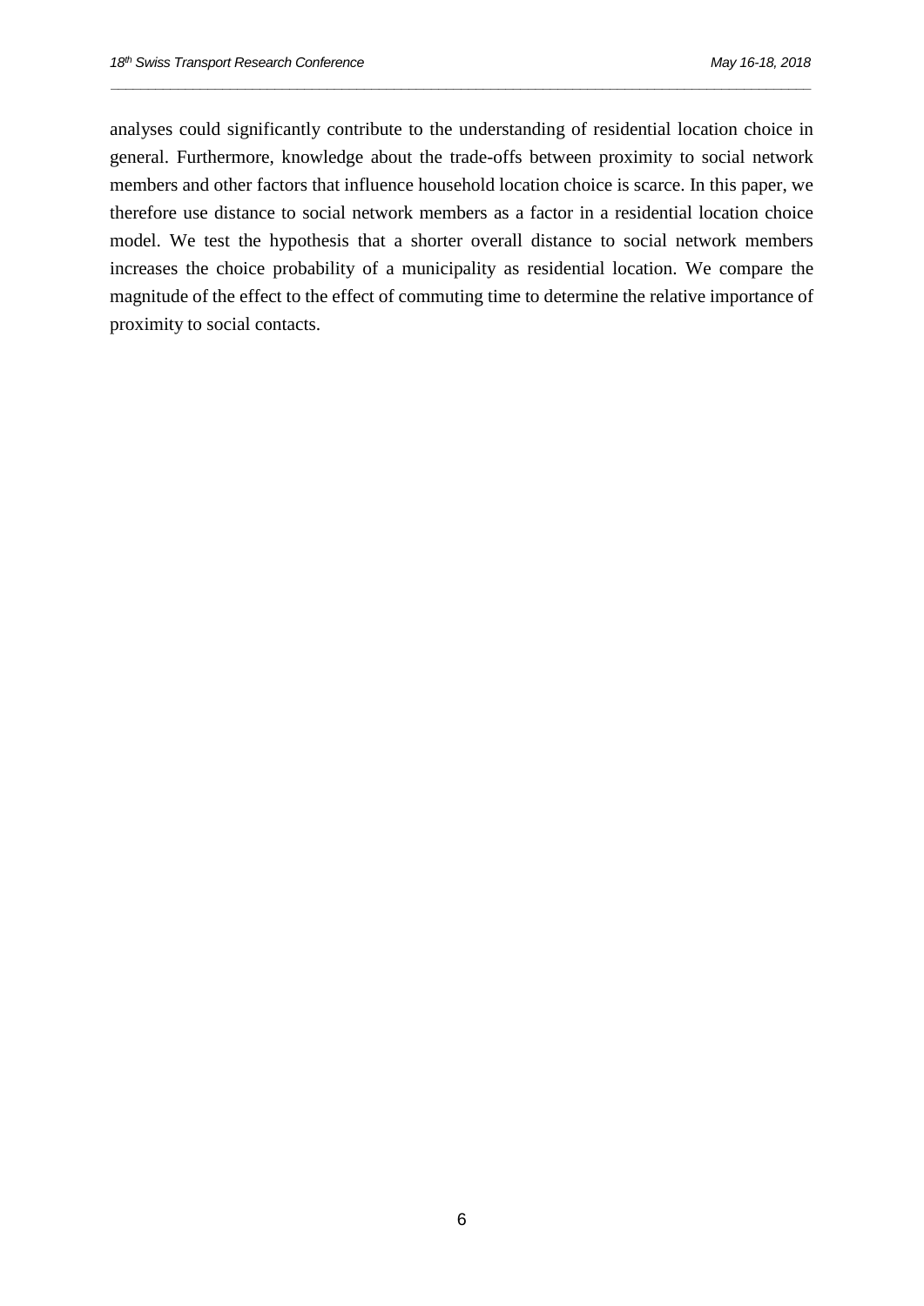analyses could significantly contribute to the understanding of residential location choice in general. Furthermore, knowledge about the trade-offs between proximity to social network members and other factors that influence household location choice is scarce. In this paper, we therefore use distance to social network members as a factor in a residential location choice model. We test the hypothesis that a shorter overall distance to social network members increases the choice probability of a municipality as residential location. We compare the magnitude of the effect to the effect of commuting time to determine the relative importance of proximity to social contacts.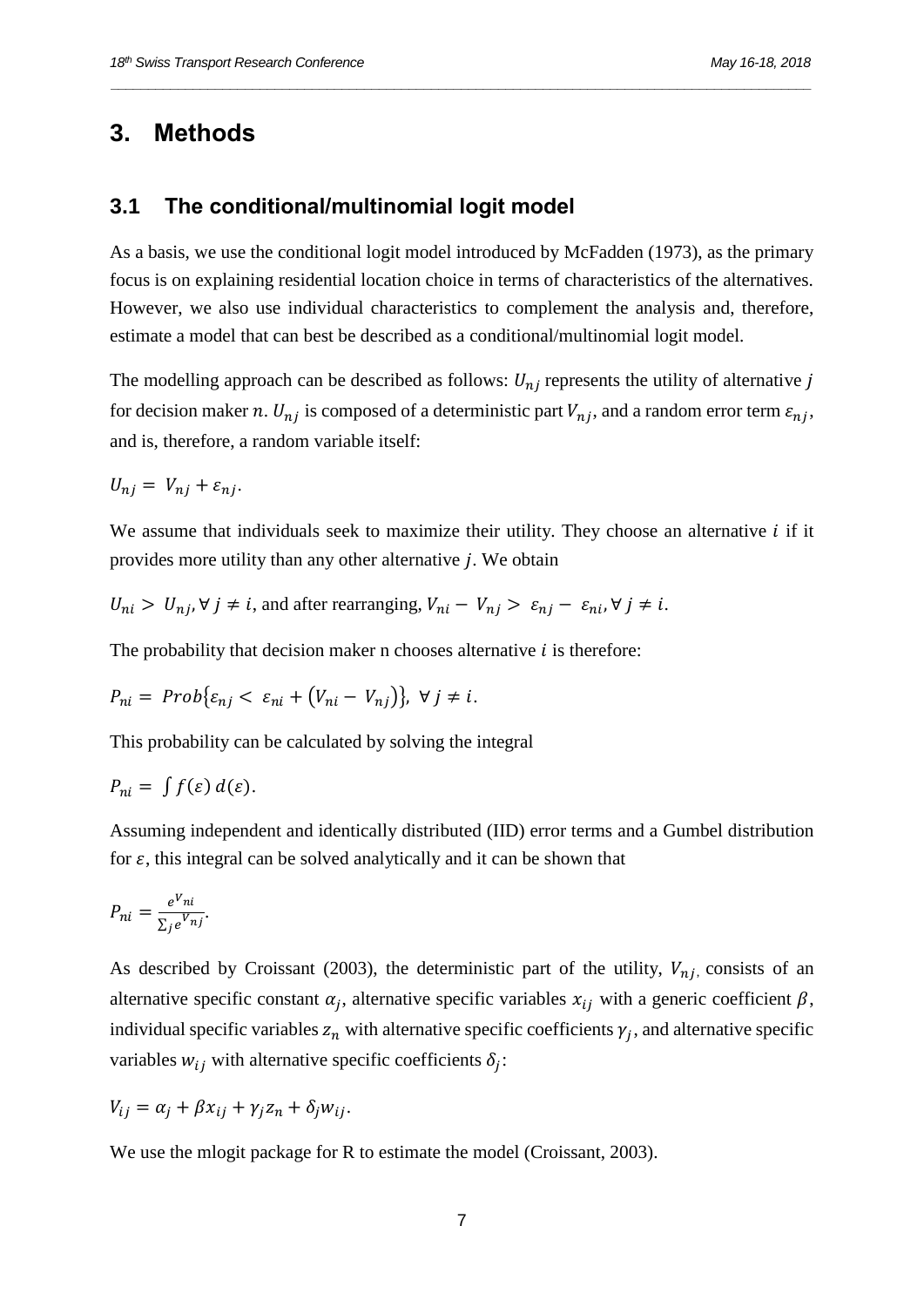# 3. Methods

## 3.1 The conditional/multinomial logit model

As a basis, we use the conditional logit model introduced by McFadden (1973), as the primary focus is on explaining residential location choice in terms of characteristics of the alternatives. However, we also use individual characteristics to complement the analysis and, therefore, estimate a model that can best be described as a conditional/multinomial logit model.

The modelling approach can be described as follows: $U_{nj}$ represents the utility of alternative $j$ for decision maker $n$. $U_{nj}$ is composed of a deterministic part $V_{nj}$, and a random error term $\varepsilon_{nj}$, and is, therefore, a random variable itself:

$$U_{nj} = V_{nj} + \varepsilon_{nj}.$$

We assume that individuals seek to maximize their utility. They choose an alternative $i$ if it provides more utility than any other alternative $j$. We obtain

$U_{ni} > U_{nj}, \forall\, j \neq i$, and after rearranging, $V_{ni} - V_{nj} > \varepsilon_{nj} - \varepsilon_{ni}, \forall\, j \neq i$.

The probability that decision maker n chooses alternative $i$ is therefore:

$$P_{ni} = Prob\{\varepsilon_{nj} < \varepsilon_{ni} + (V_{ni} - V_{nj})\},\ \forall\, j \neq i.$$

This probability can be calculated by solving the integral

$$P_{ni} = \int f(\varepsilon)\, d(\varepsilon).$$

Assuming independent and identically distributed (IID) error terms and a Gumbel distribution for $\varepsilon$, this integral can be solved analytically and it can be shown that

$$P_{ni} = \frac{e^{V_{ni}}}{\sum_j e^{V_{nj}}}.$$

As described by Croissant (2003), the deterministic part of the utility, $V_{nj}$, consists of an alternative specific constant $\alpha_j$, alternative specific variables $x_{ij}$ with a generic coefficient $\beta$, individual specific variables $z_n$ with alternative specific coefficients $\gamma_j$, and alternative specific variables $w_{ij}$ with alternative specific coefficients $\delta_j$:

$$V_{ij} = \alpha_j + \beta x_{ij} + \gamma_j z_n + \delta_j w_{ij}.$$

We use the mlogit package for R to estimate the model (Croissant, 2003).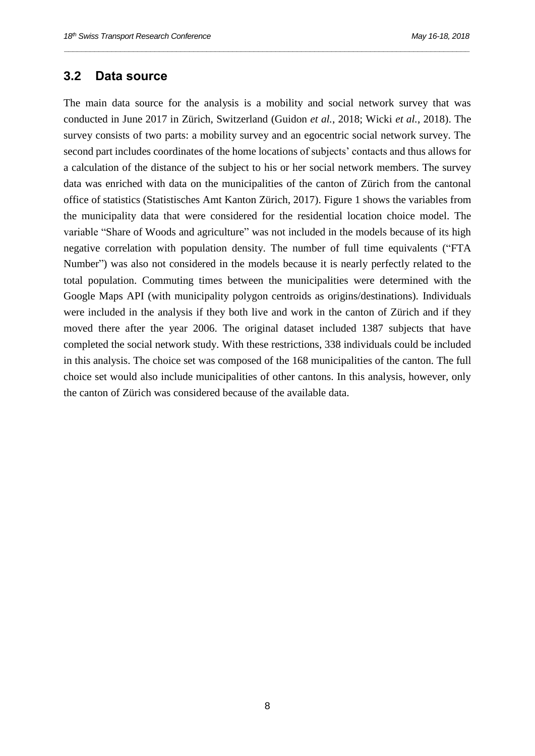## 3.2 Data source

The main data source for the analysis is a mobility and social network survey that was conducted in June 2017 in Zürich, Switzerland (Guidon *et al.*, 2018; Wicki *et al.*, 2018). The survey consists of two parts: a mobility survey and an egocentric social network survey. The second part includes coordinates of the home locations of subjects' contacts and thus allows for a calculation of the distance of the subject to his or her social network members. The survey data was enriched with data on the municipalities of the canton of Zürich from the cantonal office of statistics (Statistisches Amt Kanton Zürich, 2017). Figure 1 shows the variables from the municipality data that were considered for the residential location choice model. The variable "Share of Woods and agriculture" was not included in the models because of its high negative correlation with population density. The number of full time equivalents ("FTA Number") was also not considered in the models because it is nearly perfectly related to the total population. Commuting times between the municipalities were determined with the Google Maps API (with municipality polygon centroids as origins/destinations). Individuals were included in the analysis if they both live and work in the canton of Zürich and if they moved there after the year 2006. The original dataset included 1387 subjects that have completed the social network study. With these restrictions, 338 individuals could be included in this analysis. The choice set was composed of the 168 municipalities of the canton. The full choice set would also include municipalities of other cantons. In this analysis, however, only the canton of Zürich was considered because of the available data.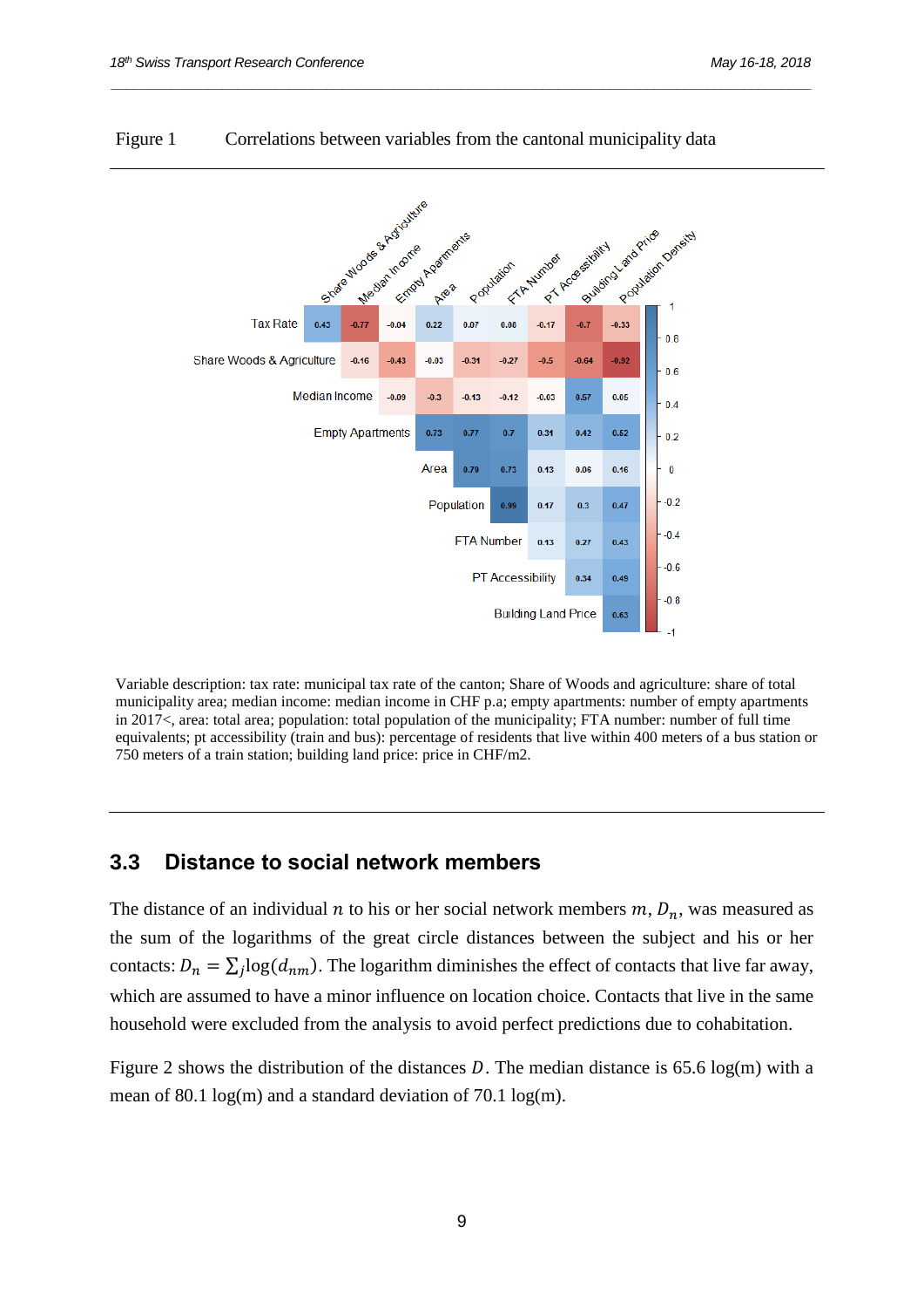Figure 1 Correlations between variables from the cantonal municipality data

| | Share Woods & Agriculture | Median Income | Empty Apartments | Area | Population | FTA Number | PT Accessibility | Building Land Price | Population Density |
|---|---|---|---|---|---|---|---|---|---|
| Tax Rate | 0.43 | -0.77 | -0.04 | 0.22 | 0.07 | 0.08 | -0.17 | -0.7 | -0.33 |
| Share Woods & Agriculture | | -0.16 | -0.43 | -0.03 | -0.31 | -0.27 | -0.5 | -0.64 | -0.92 |
| Median Income | | | -0.09 | -0.3 | -0.13 | -0.12 | -0.03 | 0.57 | 0.05 |
| Empty Apartments | | | | 0.73 | 0.77 | 0.7 | 0.31 | 0.42 | 0.52 |
| Area | | | | | 0.79 | 0.73 | 0.13 | 0.06 | 0.16 |
| Population | | | | | | 0.99 | 0.17 | 0.3 | 0.47 |
| FTA Number | | | | | | | 0.13 | 0.27 | 0.43 |
| PT Accessibility | | | | | | | | 0.34 | 0.49 |
| Building Land Price | | | | | | | | | 0.63 |

Variable description: tax rate: municipal tax rate of the canton; Share of Woods and agriculture: share of total municipality area; median income: median income in CHF p.a; empty apartments: number of empty apartments in 2017<, area: total area; population: total population of the municipality; FTA number: number of full time equivalents; pt accessibility (train and bus): percentage of residents that live within 400 meters of a bus station or 750 meters of a train station; building land price: price in CHF/m2.

## 3.3 Distance to social network members

The distance of an individual $n$ to his or her social network members $m$, $D_n$, was measured as the sum of the logarithms of the great circle distances between the subject and his or her contacts: $D_n = \sum_j \log(d_{nm})$. The logarithm diminishes the effect of contacts that live far away, which are assumed to have a minor influence on location choice. Contacts that live in the same household were excluded from the analysis to avoid perfect predictions due to cohabitation.

Figure 2 shows the distribution of the distances $D$. The median distance is 65.6 log(m) with a mean of 80.1 log(m) and a standard deviation of 70.1 log(m).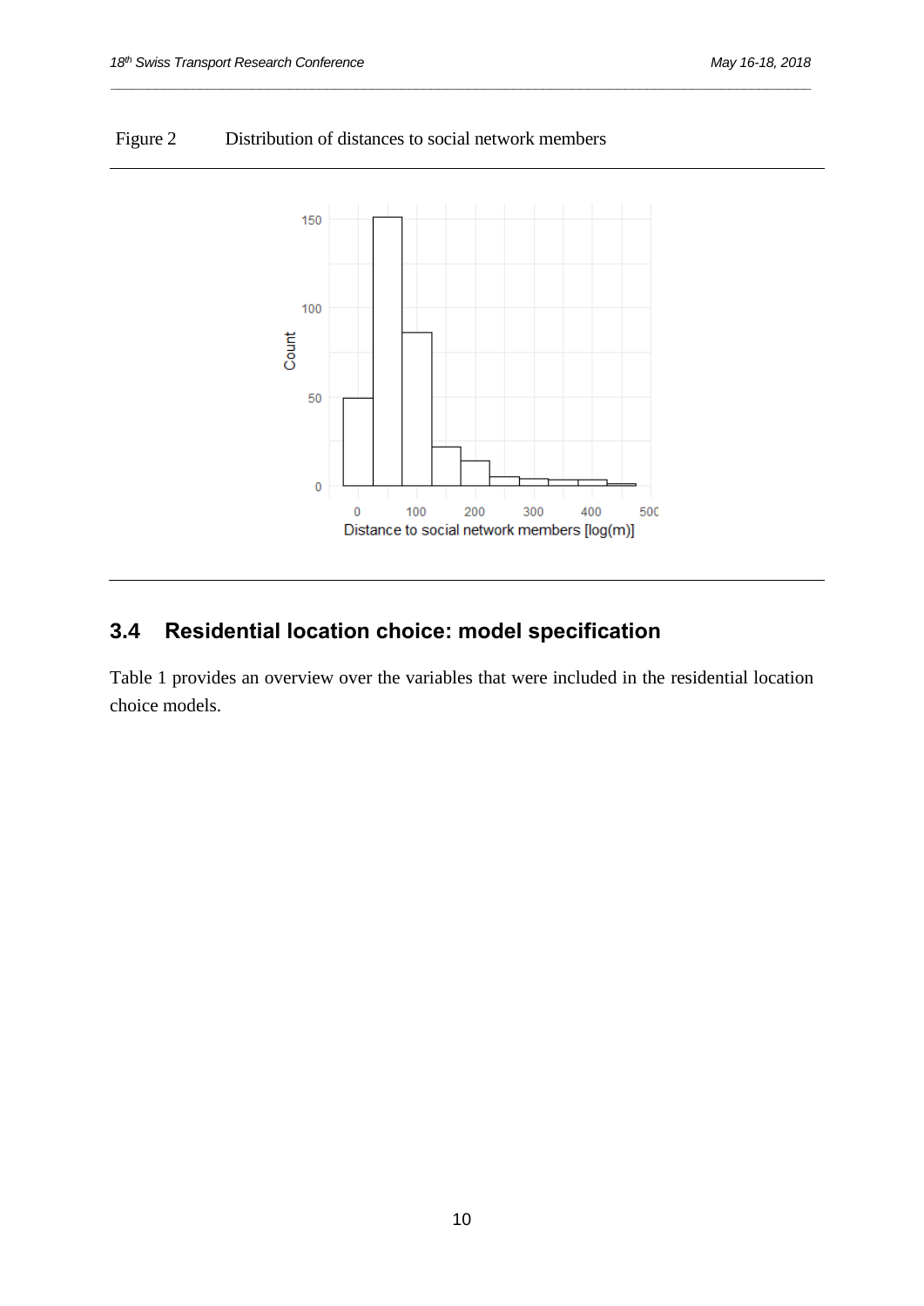Figure 2 Distribution of distances to social network members

## 3.4 Residential location choice: model specification

Table 1 provides an overview over the variables that were included in the residential location choice models.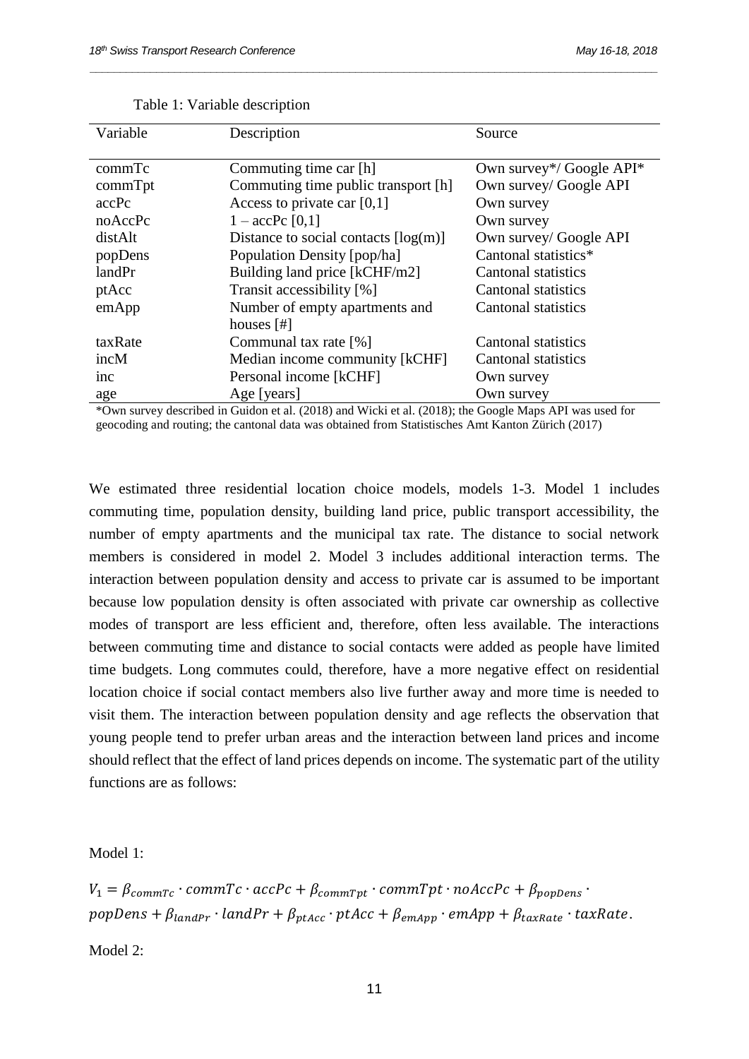Table 1: Variable description

| Variable | Description | Source |
|---|---|---|
| commTc | Commuting time car [h] | Own survey*/ Google API* |
| commTpt | Commuting time public transport [h] | Own survey/ Google API |
| accPc | Access to private car [0,1] | Own survey |
| noAccPc | 1 – accPc [0,1] | Own survey |
| distAlt | Distance to social contacts [log(m)] | Own survey/ Google API |
| popDens | Population Density [pop/ha] | Cantonal statistics* |
| landPr | Building land price [kCHF/m2] | Cantonal statistics |
| ptAcc | Transit accessibility [%] | Cantonal statistics |
| emApp | Number of empty apartments and houses [#] | Cantonal statistics |
| taxRate | Communal tax rate [%] | Cantonal statistics |
| incM | Median income community [kCHF] | Cantonal statistics |
| inc | Personal income [kCHF] | Own survey |
| age | Age [years] | Own survey |

*Own survey described in Guidon et al. (2018) and Wicki et al. (2018); the Google Maps API was used for geocoding and routing; the cantonal data was obtained from Statistisches Amt Kanton Zürich (2017)

We estimated three residential location choice models, models 1-3. Model 1 includes commuting time, population density, building land price, public transport accessibility, the number of empty apartments and the municipal tax rate. The distance to social network members is considered in model 2. Model 3 includes additional interaction terms. The interaction between population density and access to private car is assumed to be important because low population density is often associated with private car ownership as collective modes of transport are less efficient and, therefore, often less available. The interactions between commuting time and distance to social contacts were added as people have limited time budgets. Long commutes could, therefore, have a more negative effect on residential location choice if social contact members also live further away and more time is needed to visit them. The interaction between population density and age reflects the observation that young people tend to prefer urban areas and the interaction between land prices and income should reflect that the effect of land prices depends on income. The systematic part of the utility functions are as follows:

Model 1:

$$V_1 = \beta_{commTc} \cdot commTc \cdot accPc + \beta_{commTpt} \cdot commTpt \cdot noAccPc + \beta_{popDens} \cdot popDens + \beta_{landPr} \cdot landPr + \beta_{ptAcc} \cdot ptAcc + \beta_{emApp} \cdot emApp + \beta_{taxRate} \cdot taxRate.$$

Model 2: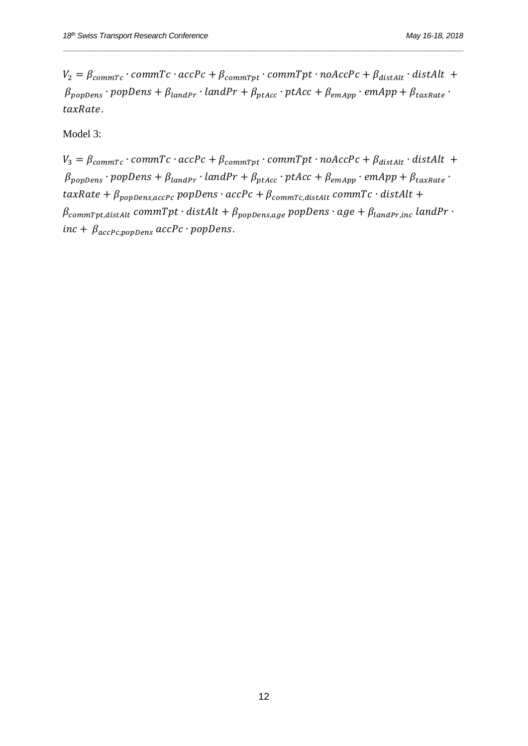$$V_2 = \beta_{commTc} \cdot commTc \cdot accPc + \beta_{commTpt} \cdot commTpt \cdot noAccPc + \beta_{distAlt} \cdot distAlt + \beta_{popDens} \cdot popDens + \beta_{landPr} \cdot landPr + \beta_{ptAcc} \cdot ptAcc + \beta_{emApp} \cdot emApp + \beta_{taxRate} \cdot taxRate.$$

Model 3:

$$V_3 = \beta_{commTc} \cdot commTc \cdot accPc + \beta_{commTpt} \cdot commTpt \cdot noAccPc + \beta_{distAlt} \cdot distAlt + \beta_{popDens} \cdot popDens + \beta_{landPr} \cdot landPr + \beta_{ptAcc} \cdot ptAcc + \beta_{emApp} \cdot emApp + \beta_{taxRate} \cdot taxRate + \beta_{popDens,accPc}\, popDens \cdot accPc + \beta_{commTc,distAlt}\, commTc \cdot distAlt + \beta_{commTpt,distAlt}\, commTpt \cdot distAlt + \beta_{popDens,age}\, popDens \cdot age + \beta_{landPr,inc}\, landPr \cdot inc + \beta_{accPc,popDens}\, accPc \cdot popDens.$$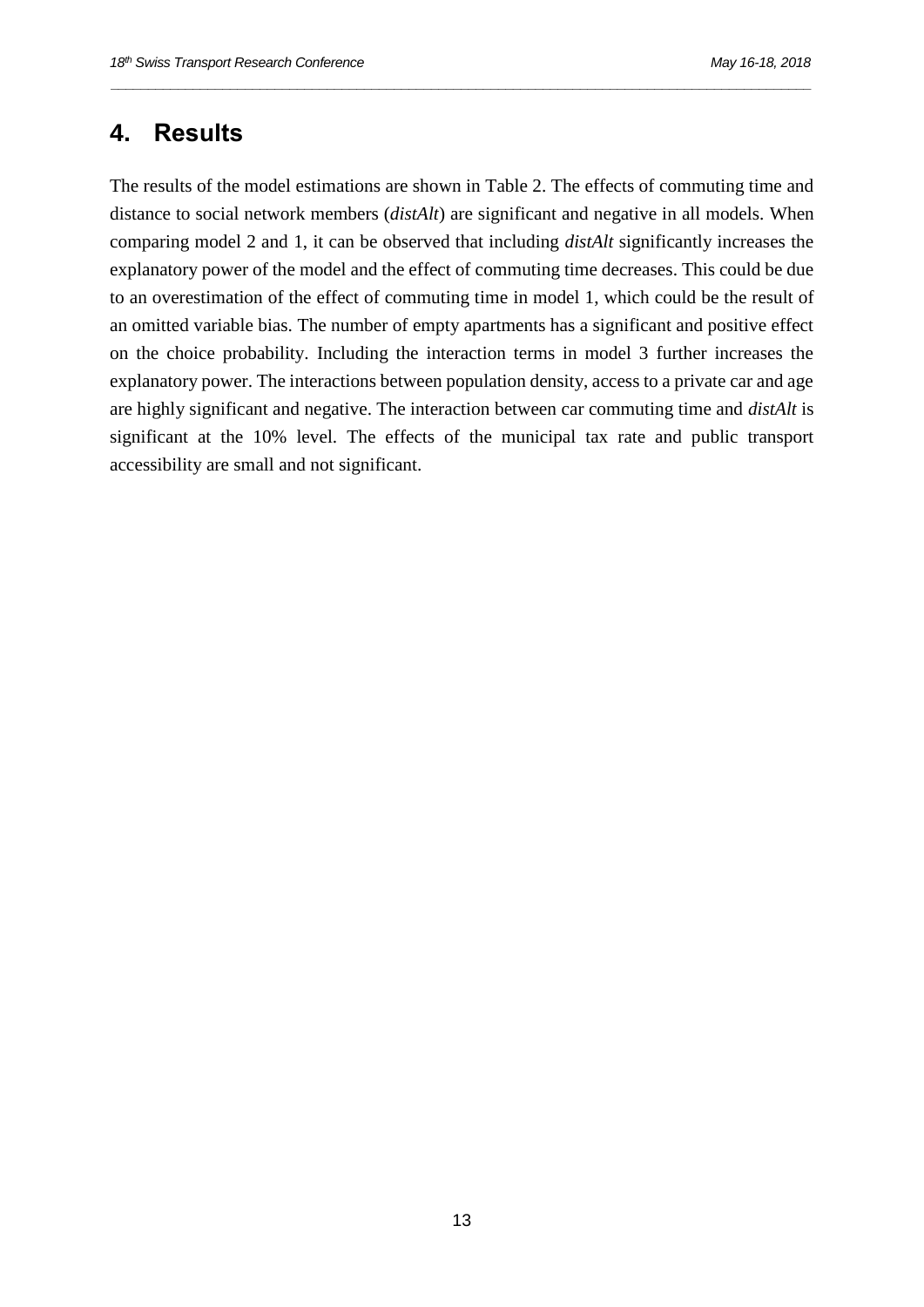# 4. Results

The results of the model estimations are shown in Table 2. The effects of commuting time and distance to social network members (*distAlt*) are significant and negative in all models. When comparing model 2 and 1, it can be observed that including *distAlt* significantly increases the explanatory power of the model and the effect of commuting time decreases. This could be due to an overestimation of the effect of commuting time in model 1, which could be the result of an omitted variable bias. The number of empty apartments has a significant and positive effect on the choice probability. Including the interaction terms in model 3 further increases the explanatory power. The interactions between population density, access to a private car and age are highly significant and negative. The interaction between car commuting time and *distAlt* is significant at the 10% level. The effects of the municipal tax rate and public transport accessibility are small and not significant.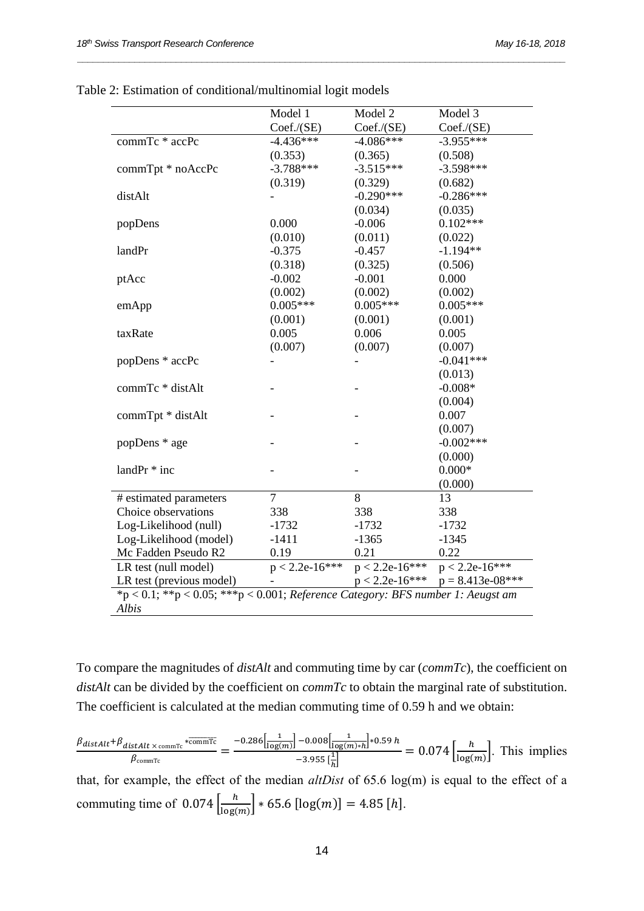Table 2: Estimation of conditional/multinomial logit models

| | Model 1 | Model 2 | Model 3 |
|---|---|---|---|
| | Coef./(SE) | Coef./(SE) | Coef./(SE) |
| commTc * accPc | -4.436*** | -4.086*** | -3.955*** |
| | (0.353) | (0.365) | (0.508) |
| commTpt * noAccPc | -3.788*** | -3.515*** | -3.598*** |
| | (0.319) | (0.329) | (0.682) |
| distAlt | - | -0.290*** | -0.286*** |
| | | (0.034) | (0.035) |
| popDens | 0.000 | -0.006 | 0.102*** |
| | (0.010) | (0.011) | (0.022) |
| landPr | -0.375 | -0.457 | -1.194** |
| | (0.318) | (0.325) | (0.506) |
| ptAcc | -0.002 | -0.001 | 0.000 |
| | (0.002) | (0.002) | (0.002) |
| emApp | 0.005*** | 0.005*** | 0.005*** |
| | (0.001) | (0.001) | (0.001) |
| taxRate | 0.005 | 0.006 | 0.005 |
| | (0.007) | (0.007) | (0.007) |
| popDens * accPc | - | - | -0.041*** |
| | | | (0.013) |
| commTc * distAlt | - | - | -0.008* |
| | | | (0.004) |
| commTpt * distAlt | - | - | 0.007 |
| | | | (0.007) |
| popDens * age | - | - | -0.002*** |
| | | | (0.000) |
| landPr * inc | - | - | 0.000* |
| | | | (0.000) |
| # estimated parameters | 7 | 8 | 13 |
| Choice observations | 338 | 338 | 338 |
| Log-Likelihood (null) | -1732 | -1732 | -1732 |
| Log-Likelihood (model) | -1411 | -1365 | -1345 |
| Mc Fadden Pseudo R2 | 0.19 | 0.21 | 0.22 |
| LR test (null model) | p < 2.2e-16*** | p < 2.2e-16*** | p < 2.2e-16*** |
| LR test (previous model) | - | p < 2.2e-16*** | p = 8.413e-08*** |

*p < 0.1; **p < 0.05; ***p < 0.001; *Reference Category: BFS number 1: Aeugst am Albis*

To compare the magnitudes of *distAlt* and commuting time by car (*commTc*), the coefficient on *distAlt* can be divided by the coefficient on *commTc* to obtain the marginal rate of substitution. The coefficient is calculated at the median commuting time of 0.59 h and we obtain:

$$\frac{\beta_{distAlt}+\beta_{distAlt \times \text{commTc}} * \overline{\text{commTc}}}{\beta_{\text{commTc}}} = \frac{-0.286\left[\frac{1}{\log(m)}\right] - 0.008\left[\frac{1}{\log(m)*h}\right]*0.59\ h}{-3.955\ [\frac{1}{h}]} = 0.074\left[\frac{h}{\log(m)}\right].$$

This implies that, for example, the effect of the median *altDist* of 65.6 log(m) is equal to the effect of a commuting time of $0.074\left[\frac{h}{\log(m)}\right] * 65.6\ [\log(m)] = 4.85\ [h]$.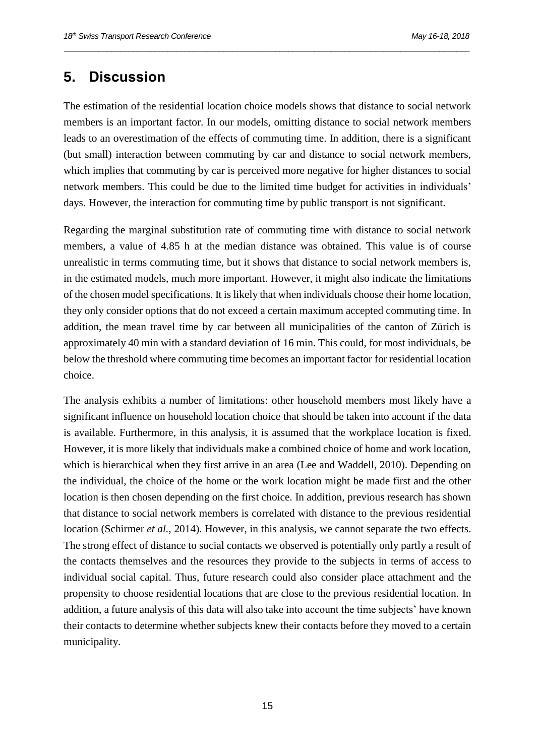## 5. Discussion

The estimation of the residential location choice models shows that distance to social network members is an important factor. In our models, omitting distance to social network members leads to an overestimation of the effects of commuting time. In addition, there is a significant (but small) interaction between commuting by car and distance to social network members, which implies that commuting by car is perceived more negative for higher distances to social network members. This could be due to the limited time budget for activities in individuals' days. However, the interaction for commuting time by public transport is not significant.

Regarding the marginal substitution rate of commuting time with distance to social network members, a value of 4.85 h at the median distance was obtained. This value is of course unrealistic in terms commuting time, but it shows that distance to social network members is, in the estimated models, much more important. However, it might also indicate the limitations of the chosen model specifications. It is likely that when individuals choose their home location, they only consider options that do not exceed a certain maximum accepted commuting time. In addition, the mean travel time by car between all municipalities of the canton of Zürich is approximately 40 min with a standard deviation of 16 min. This could, for most individuals, be below the threshold where commuting time becomes an important factor for residential location choice.

The analysis exhibits a number of limitations: other household members most likely have a significant influence on household location choice that should be taken into account if the data is available. Furthermore, in this analysis, it is assumed that the workplace location is fixed. However, it is more likely that individuals make a combined choice of home and work location, which is hierarchical when they first arrive in an area (Lee and Waddell, 2010). Depending on the individual, the choice of the home or the work location might be made first and the other location is then chosen depending on the first choice. In addition, previous research has shown that distance to social network members is correlated with distance to the previous residential location (Schirmer *et al.*, 2014). However, in this analysis, we cannot separate the two effects. The strong effect of distance to social contacts we observed is potentially only partly a result of the contacts themselves and the resources they provide to the subjects in terms of access to individual social capital. Thus, future research could also consider place attachment and the propensity to choose residential locations that are close to the previous residential location. In addition, a future analysis of this data will also take into account the time subjects' have known their contacts to determine whether subjects knew their contacts before they moved to a certain municipality.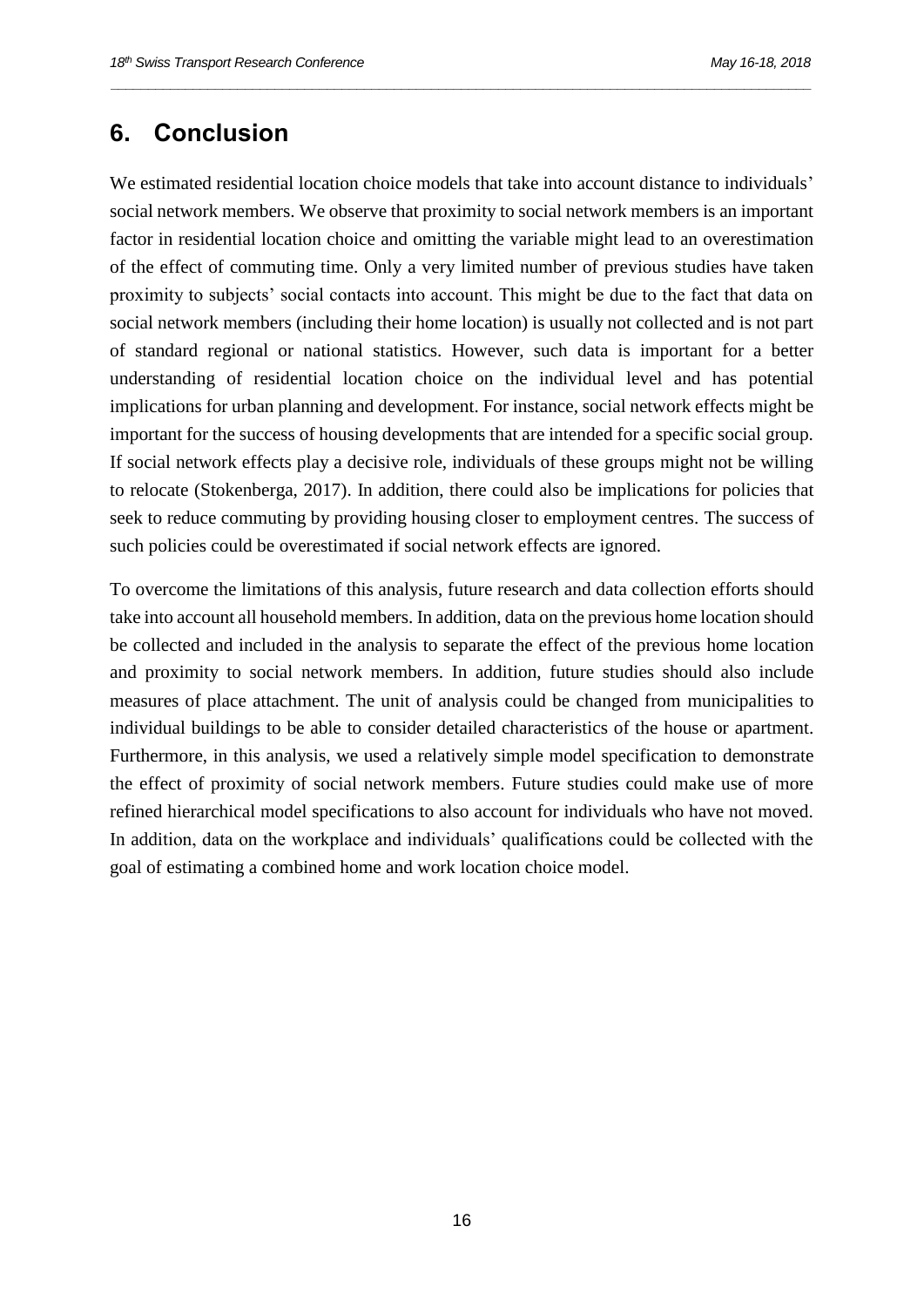## 6. Conclusion

We estimated residential location choice models that take into account distance to individuals' social network members. We observe that proximity to social network members is an important factor in residential location choice and omitting the variable might lead to an overestimation of the effect of commuting time. Only a very limited number of previous studies have taken proximity to subjects' social contacts into account. This might be due to the fact that data on social network members (including their home location) is usually not collected and is not part of standard regional or national statistics. However, such data is important for a better understanding of residential location choice on the individual level and has potential implications for urban planning and development. For instance, social network effects might be important for the success of housing developments that are intended for a specific social group. If social network effects play a decisive role, individuals of these groups might not be willing to relocate (Stokenberga, 2017). In addition, there could also be implications for policies that seek to reduce commuting by providing housing closer to employment centres. The success of such policies could be overestimated if social network effects are ignored.

To overcome the limitations of this analysis, future research and data collection efforts should take into account all household members. In addition, data on the previous home location should be collected and included in the analysis to separate the effect of the previous home location and proximity to social network members. In addition, future studies should also include measures of place attachment. The unit of analysis could be changed from municipalities to individual buildings to be able to consider detailed characteristics of the house or apartment. Furthermore, in this analysis, we used a relatively simple model specification to demonstrate the effect of proximity of social network members. Future studies could make use of more refined hierarchical model specifications to also account for individuals who have not moved. In addition, data on the workplace and individuals' qualifications could be collected with the goal of estimating a combined home and work location choice model.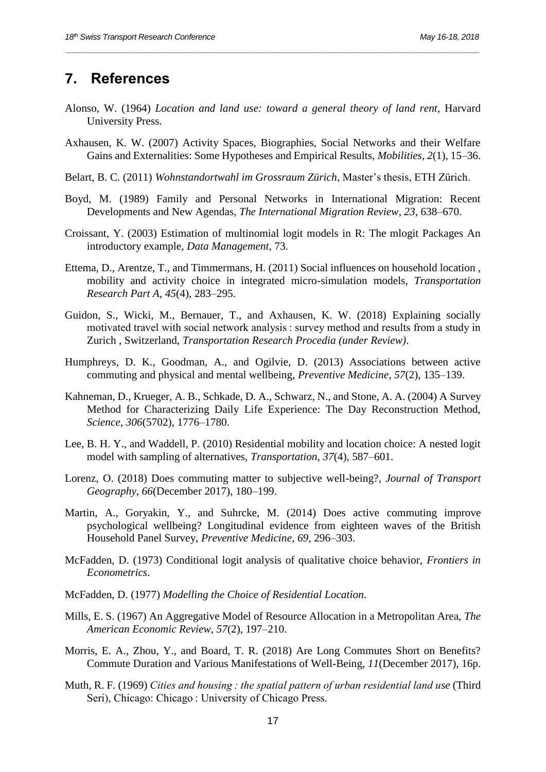## 7. References

Alonso, W. (1964) *Location and land use: toward a general theory of land rent*, Harvard University Press.

Axhausen, K. W. (2007) Activity Spaces, Biographies, Social Networks and their Welfare Gains and Externalities: Some Hypotheses and Empirical Results, *Mobilities*, *2*(1), 15–36.

Belart, B. C. (2011) *Wohnstandortwahl im Grossraum Zürich*, Master's thesis, ETH Zürich.

Boyd, M. (1989) Family and Personal Networks in International Migration: Recent Developments and New Agendas, *The International Migration Review*, *23*, 638–670.

Croissant, Y. (2003) Estimation of multinomial logit models in R: The mlogit Packages An introductory example, *Data Management*, 73.

Ettema, D., Arentze, T., and Timmermans, H. (2011) Social influences on household location , mobility and activity choice in integrated micro-simulation models, *Transportation Research Part A*, *45*(4), 283–295.

Guidon, S., Wicki, M., Bernauer, T., and Axhausen, K. W. (2018) Explaining socially motivated travel with social network analysis : survey method and results from a study in Zurich , Switzerland, *Transportation Research Procedia (under Review)*.

Humphreys, D. K., Goodman, A., and Ogilvie, D. (2013) Associations between active commuting and physical and mental wellbeing, *Preventive Medicine*, *57*(2), 135–139.

Kahneman, D., Krueger, A. B., Schkade, D. A., Schwarz, N., and Stone, A. A. (2004) A Survey Method for Characterizing Daily Life Experience: The Day Reconstruction Method, *Science*, *306*(5702), 1776–1780.

Lee, B. H. Y., and Waddell, P. (2010) Residential mobility and location choice: A nested logit model with sampling of alternatives, *Transportation*, *37*(4), 587–601.

Lorenz, O. (2018) Does commuting matter to subjective well-being?, *Journal of Transport Geography*, *66*(December 2017), 180–199.

Martin, A., Goryakin, Y., and Suhrcke, M. (2014) Does active commuting improve psychological wellbeing? Longitudinal evidence from eighteen waves of the British Household Panel Survey, *Preventive Medicine*, *69*, 296–303.

McFadden, D. (1973) Conditional logit analysis of qualitative choice behavior, *Frontiers in Econometrics*.

McFadden, D. (1977) *Modelling the Choice of Residential Location*.

Mills, E. S. (1967) An Aggregative Model of Resource Allocation in a Metropolitan Area, *The American Economic Review*, *57*(2), 197–210.

Morris, E. A., Zhou, Y., and Board, T. R. (2018) Are Long Commutes Short on Benefits? Commute Duration and Various Manifestations of Well-Being, *11*(December 2017), 16p.

Muth, R. F. (1969) *Cities and housing : the spatial pattern of urban residential land use* (Third Seri), Chicago: Chicago : University of Chicago Press.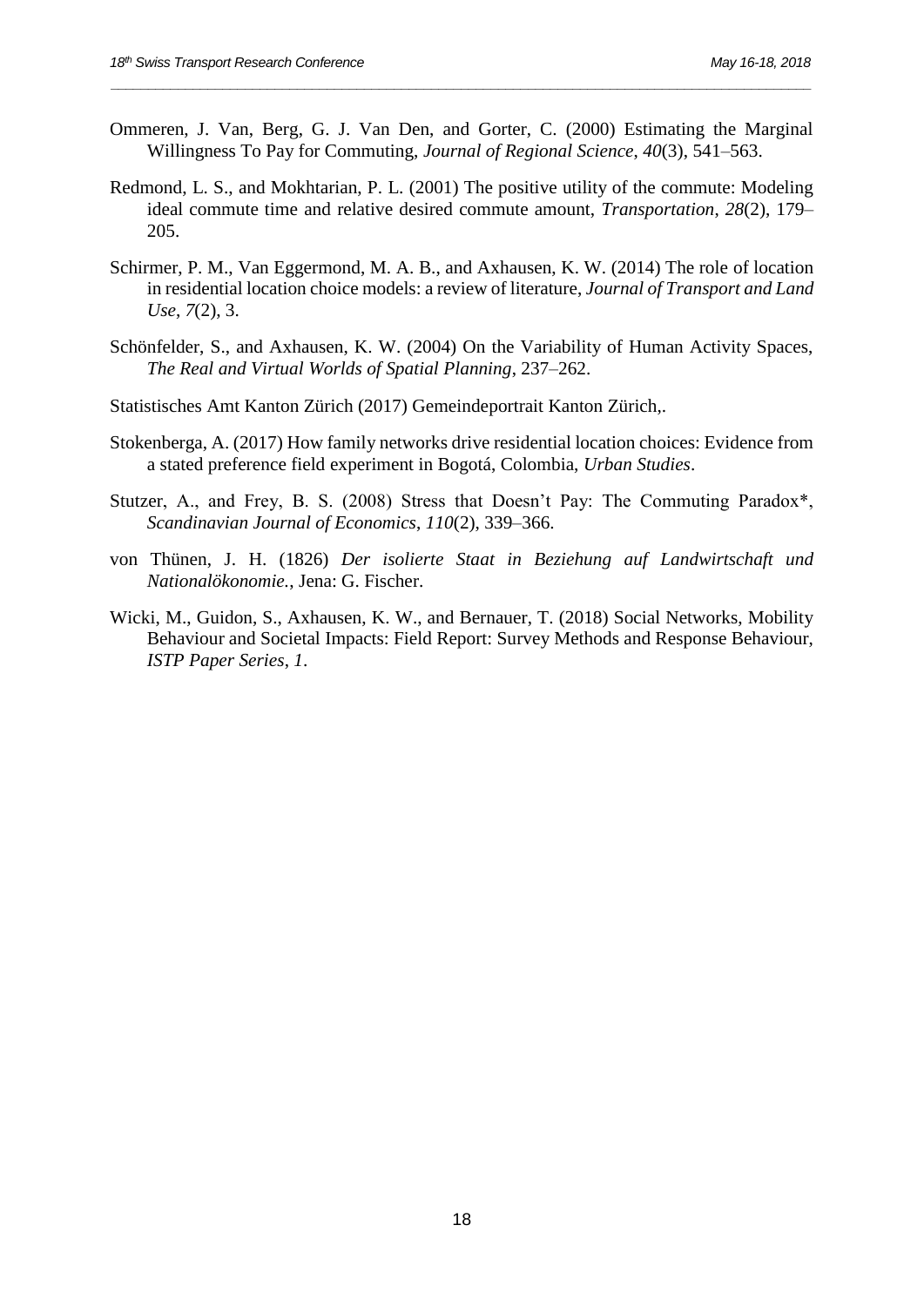Ommeren, J. Van, Berg, G. J. Van Den, and Gorter, C. (2000) Estimating the Marginal Willingness To Pay for Commuting, *Journal of Regional Science*, *40*(3), 541–563.

Redmond, L. S., and Mokhtarian, P. L. (2001) The positive utility of the commute: Modeling ideal commute time and relative desired commute amount, *Transportation*, *28*(2), 179–205.

Schirmer, P. M., Van Eggermond, M. A. B., and Axhausen, K. W. (2014) The role of location in residential location choice models: a review of literature, *Journal of Transport and Land Use*, *7*(2), 3.

Schönfelder, S., and Axhausen, K. W. (2004) On the Variability of Human Activity Spaces, *The Real and Virtual Worlds of Spatial Planning*, 237–262.

Statistisches Amt Kanton Zürich (2017) Gemeindeportrait Kanton Zürich,.

Stokenberga, A. (2017) How family networks drive residential location choices: Evidence from a stated preference field experiment in Bogotá, Colombia, *Urban Studies*.

Stutzer, A., and Frey, B. S. (2008) Stress that Doesn't Pay: The Commuting Paradox*, *Scandinavian Journal of Economics*, *110*(2), 339–366.

von Thünen, J. H. (1826) *Der isolierte Staat in Beziehung auf Landwirtschaft und Nationalökonomie.*, Jena: G. Fischer.

Wicki, M., Guidon, S., Axhausen, K. W., and Bernauer, T. (2018) Social Networks, Mobility Behaviour and Societal Impacts: Field Report: Survey Methods and Response Behaviour, *ISTP Paper Series*, *1*.